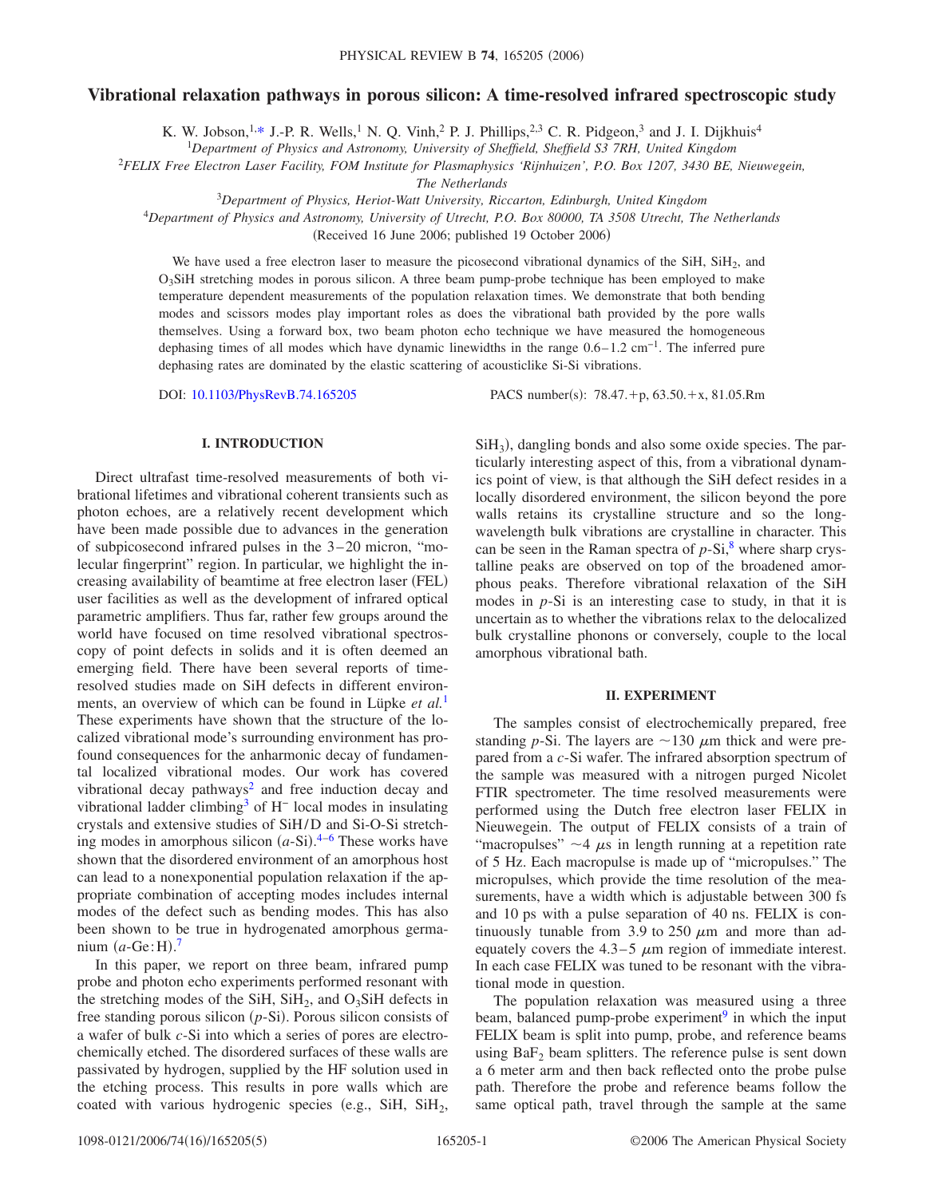# Vibrational relaxation pathways in porous silicon: A time-resolved infrared spectroscopic study

K. W. Jobson,[1,*] J.-P. R. Wells,[1] N. Q. Vinh,[2] P. J. Phillips,[2,3] C. R. Pidgeon,[3] and J. I. Dijkhuis[4]

[1]*Department of Physics and Astronomy, University of Sheffield, Sheffield S3 7RH, United Kingdom*

[2]*FELIX Free Electron Laser Facility, FOM Institute for Plasmaphysics 'Rijnhuizen', P.O. Box 1207, 3430 BE, Nieuwegein, The Netherlands*

[3]*Department of Physics, Heriot-Watt University, Riccarton, Edinburgh, United Kingdom*

[4]*Department of Physics and Astronomy, University of Utrecht, P.O. Box 80000, TA 3508 Utrecht, The Netherlands*

(Received 16 June 2006; published 19 October 2006)

We have used a free electron laser to measure the picosecond vibrational dynamics of the SiH, $SiH_2$, and $O_3SiH$ stretching modes in porous silicon. A three beam pump-probe technique has been employed to make temperature dependent measurements of the population relaxation times. We demonstrate that both bending modes and scissors modes play important roles as does the vibrational bath provided by the pore walls themselves. Using a forward box, two beam photon echo technique we have measured the homogeneous dephasing times of all modes which have dynamic linewidths in the range 0.6–1.2 $cm^{-1}$. The inferred pure dephasing rates are dominated by the elastic scattering of acousticlike Si-Si vibrations.

DOI: 10.1103/PhysRevB.74.165205 PACS number(s): 78.47.+p, 63.50.+x, 81.05.Rm

## I. INTRODUCTION

Direct ultrafast time-resolved measurements of both vibrational lifetimes and vibrational coherent transients such as photon echoes, are a relatively recent development which have been made possible due to advances in the generation of subpicosecond infrared pulses in the 3–20 micron, "molecular fingerprint" region. In particular, we highlight the increasing availability of beamtime at free electron laser (FEL) user facilities as well as the development of infrared optical parametric amplifiers. Thus far, rather few groups around the world have focused on time resolved vibrational spectroscopy of point defects in solids and it is often deemed an emerging field. There have been several reports of time-resolved studies made on SiH defects in different environments, an overview of which can be found in Lüpke *et al.*[1] These experiments have shown that the structure of the localized vibrational mode's surrounding environment has profound consequences for the anharmonic decay of fundamental localized vibrational modes. Our work has covered vibrational decay pathways[2] and free induction decay and vibrational ladder climbing[3] of $H^-$ local modes in insulating crystals and extensive studies of SiH/D and Si-O-Si stretching modes in amorphous silicon (*a*-Si).[4–6] These works have shown that the disordered environment of an amorphous host can lead to a nonexponential population relaxation if the appropriate combination of accepting modes includes internal modes of the defect such as bending modes. This has also been shown to be true in hydrogenated amorphous germanium (*a*-Ge:H).[7]

In this paper, we report on three beam, infrared pump probe and photon echo experiments performed resonant with the stretching modes of the SiH, $SiH_2$, and $O_3SiH$ defects in free standing porous silicon (*p*-Si). Porous silicon consists of a wafer of bulk *c*-Si into which a series of pores are electrochemically etched. The disordered surfaces of these walls are passivated by hydrogen, supplied by the HF solution used in the etching process. This results in pore walls which are coated with various hydrogenic species (e.g., SiH, $SiH_2$, $SiH_3$), dangling bonds and also some oxide species. The particularly interesting aspect of this, from a vibrational dynamics point of view, is that although the SiH defect resides in a locally disordered environment, the silicon beyond the pore walls retains its crystalline structure and so the long-wavelength bulk vibrations are crystalline in character. This can be seen in the Raman spectra of *p*-Si,[8] where sharp crystalline peaks are observed on top of the broadened amorphous peaks. Therefore vibrational relaxation of the SiH modes in *p*-Si is an interesting case to study, in that it is uncertain as to whether the vibrations relax to the delocalized bulk crystalline phonons or conversely, couple to the local amorphous vibrational bath.

## II. EXPERIMENT

The samples consist of electrochemically prepared, free standing *p*-Si. The layers are ~130 $\mu$m thick and were prepared from a *c*-Si wafer. The infrared absorption spectrum of the sample was measured with a nitrogen purged Nicolet FTIR spectrometer. The time resolved measurements were performed using the Dutch free electron laser FELIX in Nieuwegein. The output of FELIX consists of a train of "macropulses" ~4 $\mu$s in length running at a repetition rate of 5 Hz. Each macropulse is made up of "micropulses." The micropulses, which provide the time resolution of the measurements, have a width which is adjustable between 300 fs and 10 ps with a pulse separation of 40 ns. FELIX is continuously tunable from 3.9 to 250 $\mu$m and more than adequately covers the 4.3–5 $\mu$m region of immediate interest. In each case FELIX was tuned to be resonant with the vibrational mode in question.

The population relaxation was measured using a three beam, balanced pump-probe experiment[9] in which the input FELIX beam is split into pump, probe, and reference beams using $BaF_2$ beam splitters. The reference pulse is sent down a 6 meter arm and then back reflected onto the probe pulse path. Therefore the probe and reference beams follow the same optical path, travel through the sample at the same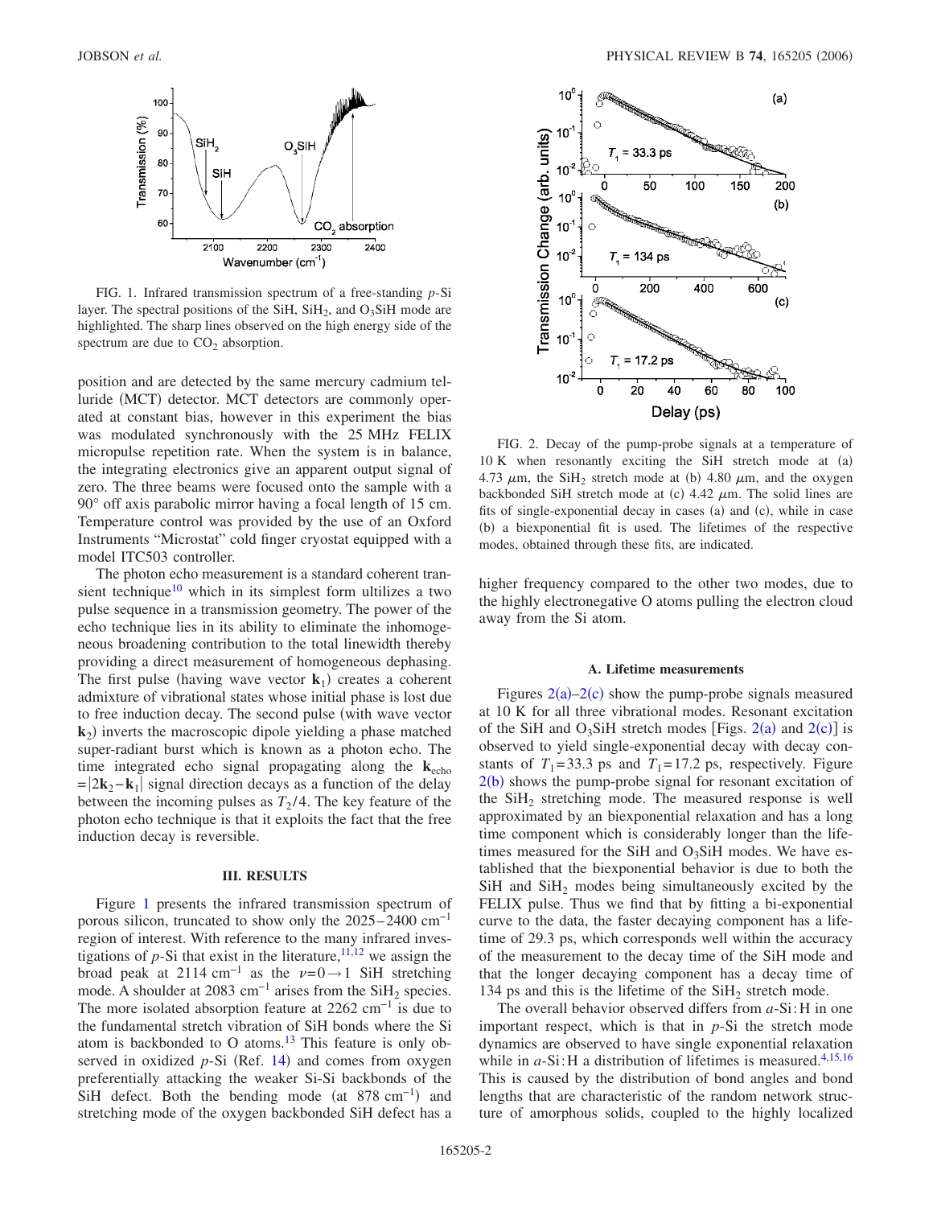FIG. 1. Infrared transmission spectrum of a free-standing *p*-Si layer. The spectral positions of the SiH, $SiH_2$, and $O_3SiH$ mode are highlighted. The sharp lines observed on the high energy side of the spectrum are due to $CO_2$ absorption.

position and are detected by the same mercury cadmium telluride (MCT) detector. MCT detectors are commonly operated at constant bias, however in this experiment the bias was modulated synchronously with the 25 MHz FELIX micropulse repetition rate. When the system is in balance, the integrating electronics give an apparent output signal of zero. The three beams were focused onto the sample with a 90° off axis parabolic mirror having a focal length of 15 cm. Temperature control was provided by the use of an Oxford Instruments "Microstat" cold finger cryostat equipped with a model ITC503 controller.

The photon echo measurement is a standard coherent transient technique[10] which in its simplest form ultilizes a two pulse sequence in a transmission geometry. The power of the echo technique lies in its ability to eliminate the inhomogeneous broadening contribution to the total linewidth thereby providing a direct measurement of homogeneous dephasing. The first pulse (having wave vector $\mathbf{k}_1$) creates a coherent admixture of vibrational states whose initial phase is lost due to free induction decay. The second pulse (with wave vector $\mathbf{k}_2$) inverts the macroscopic dipole yielding a phase matched super-radiant burst which is known as a photon echo. The time integrated echo signal propagating along the $\mathbf{k}_{echo} = |2\mathbf{k}_2 - \mathbf{k}_1|$ signal direction decays as a function of the delay between the incoming pulses as $T_2/4$. The key feature of the photon echo technique is that it exploits the fact that the free induction decay is reversible.

## III. RESULTS

Figure 1 presents the infrared transmission spectrum of porous silicon, truncated to show only the 2025–2400 $cm^{-1}$ region of interest. With reference to the many infrared investigations of *p*-Si that exist in the literature,[11,12] we assign the broad peak at 2114 $cm^{-1}$ as the $\nu=0\rightarrow1$ SiH stretching mode. A shoulder at 2083 $cm^{-1}$ arises from the $SiH_2$ species. The more isolated absorption feature at 2262 $cm^{-1}$ is due to the fundamental stretch vibration of SiH bonds where the Si atom is backbonded to O atoms.[13] This feature is only observed in oxidized *p*-Si (Ref. 14) and comes from oxygen preferentially attacking the weaker Si-Si backbonds of the SiH defect. Both the bending mode (at 878 $cm^{-1}$) and stretching mode of the oxygen backbonded SiH defect has a higher frequency compared to the other two modes, due to the highly electronegative O atoms pulling the electron cloud away from the Si atom.

FIG. 2. Decay of the pump-probe signals at a temperature of 10 K when resonantly exciting the SiH stretch mode at (a) 4.73 $\mu$m, the $SiH_2$ stretch mode at (b) 4.80 $\mu$m, and the oxygen backbonded SiH stretch mode at (c) 4.42 $\mu$m. The solid lines are fits of single-exponential decay in cases (a) and (c), while in case (b) a biexponential fit is used. The lifetimes of the respective modes, obtained through these fits, are indicated.

### A. Lifetime measurements

Figures 2(a)–2(c) show the pump-probe signals measured at 10 K for all three vibrational modes. Resonant excitation of the SiH and $O_3SiH$ stretch modes [Figs. 2(a) and 2(c)] is observed to yield single-exponential decay with decay constants of $T_1=33.3$ ps and $T_1=17.2$ ps, respectively. Figure 2(b) shows the pump-probe signal for resonant excitation of the $SiH_2$ stretching mode. The measured response is well approximated by an biexponential relaxation and has a long time component which is considerably longer than the lifetimes measured for the SiH and $O_3SiH$ modes. We have established that the biexponential behavior is due to both the SiH and $SiH_2$ modes being simultaneously excited by the FELIX pulse. Thus we find that by fitting a bi-exponential curve to the data, the faster decaying component has a lifetime of 29.3 ps, which corresponds well within the accuracy of the measurement to the decay time of the SiH mode and that the longer decaying component has a decay time of 134 ps and this is the lifetime of the $SiH_2$ stretch mode.

The overall behavior observed differs from *a*-Si:H in one important respect, which is that in *p*-Si the stretch mode dynamics are observed to have single exponential relaxation while in *a*-Si:H a distribution of lifetimes is measured.[4,15,16] This is caused by the distribution of bond angles and bond lengths that are characteristic of the random network structure of amorphous solids, coupled to the highly localized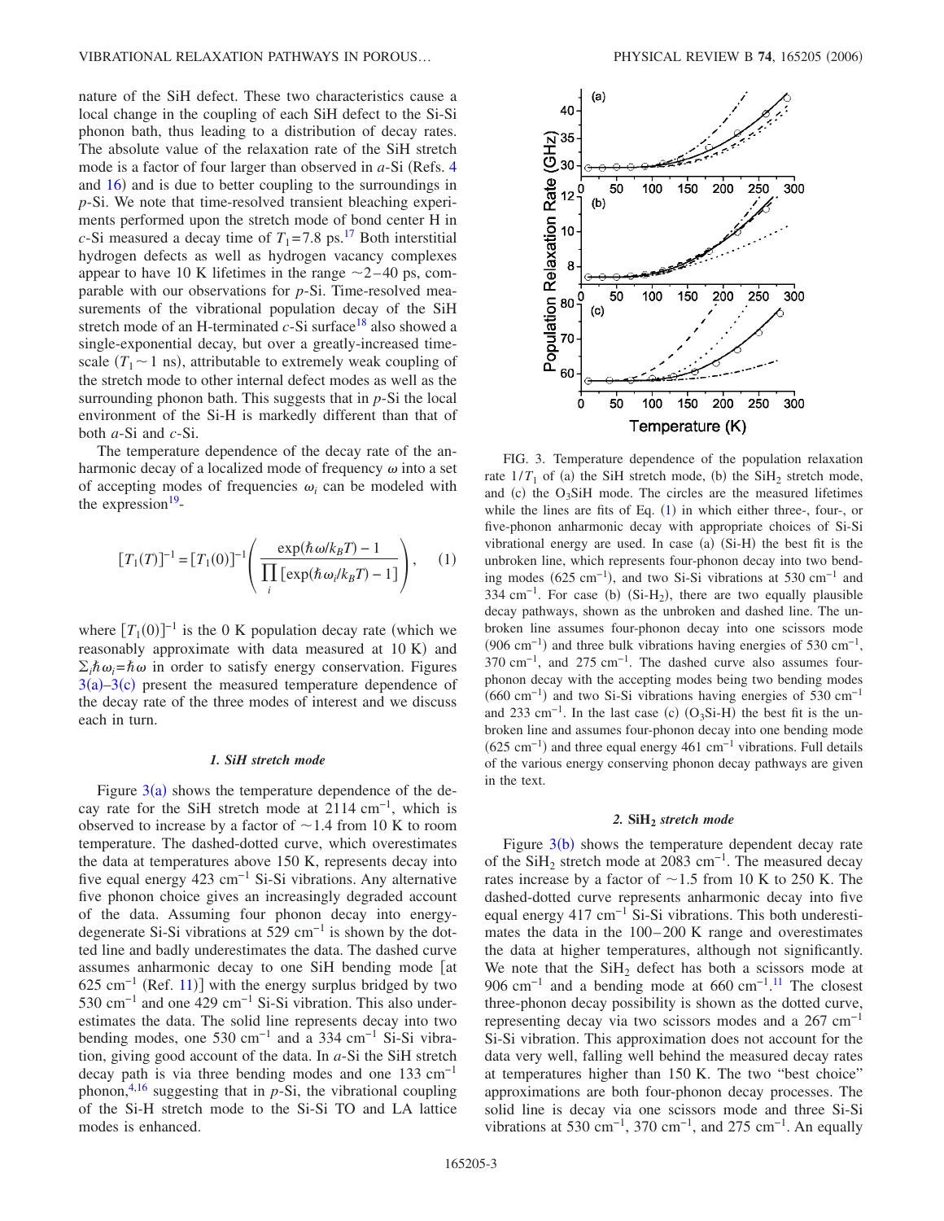nature of the SiH defect. These two characteristics cause a local change in the coupling of each SiH defect to the Si-Si phonon bath, thus leading to a distribution of decay rates. The absolute value of the relaxation rate of the SiH stretch mode is a factor of four larger than observed in *a*-Si (Refs. 4 and 16) and is due to better coupling to the surroundings in *p*-Si. We note that time-resolved transient bleaching experiments performed upon the stretch mode of bond center H in *c*-Si measured a decay time of $T_1 = 7.8$ ps.[17] Both interstitial hydrogen defects as well as hydrogen vacancy complexes appear to have 10 K lifetimes in the range $\sim 2-40$ ps, comparable with our observations for *p*-Si. Time-resolved measurements of the vibrational population decay of the SiH stretch mode of an H-terminated *c*-Si surface[18] also showed a single-exponential decay, but over a greatly-increased timescale ($T_1 \sim 1$ ns), attributable to extremely weak coupling of the stretch mode to other internal defect modes as well as the surrounding phonon bath. This suggests that in *p*-Si the local environment of the Si-H is markedly different than that of both *a*-Si and *c*-Si.

The temperature dependence of the decay rate of the anharmonic decay of a localized mode of frequency $\omega$ into a set of accepting modes of frequencies $\omega_i$ can be modeled with the expression[19]-

$$[T_1(T)]^{-1} = [T_1(0)]^{-1}\left(\frac{\exp(\hbar\omega/k_BT) - 1}{\prod_i [\exp(\hbar\omega_i/k_BT) - 1]}\right), \qquad (1)$$

where $[T_1(0)]^{-1}$ is the 0 K population decay rate (which we reasonably approximate with data measured at 10 K) and $\Sigma_i \hbar\omega_i = \hbar\omega$ in order to satisfy energy conservation. Figures 3(a)–3(c) present the measured temperature dependence of the decay rate of the three modes of interest and we discuss each in turn.

### *1. SiH stretch mode*

Figure 3(a) shows the temperature dependence of the decay rate for the SiH stretch mode at 2114 cm$^{-1}$, which is observed to increase by a factor of $\sim 1.4$ from 10 K to room temperature. The dashed-dotted curve, which overestimates the data at temperatures above 150 K, represents decay into five equal energy 423 cm$^{-1}$ Si-Si vibrations. Any alternative five phonon choice gives an increasingly degraded account of the data. Assuming four phonon decay into energy-degenerate Si-Si vibrations at 529 cm$^{-1}$ is shown by the dotted line and badly underestimates the data. The dashed curve assumes anharmonic decay to one SiH bending mode [at 625 cm$^{-1}$ (Ref. 11)] with the energy surplus bridged by two 530 cm$^{-1}$ and one 429 cm$^{-1}$ Si-Si vibration. This also underestimates the data. The solid line represents decay into two bending modes, one 530 cm$^{-1}$ and a 334 cm$^{-1}$ Si-Si vibration, giving good account of the data. In *a*-Si the SiH stretch decay path is via three bending modes and one 133 cm$^{-1}$ phonon,[4,16] suggesting that in *p*-Si, the vibrational coupling of the Si-H stretch mode to the Si-Si TO and LA lattice modes is enhanced.

FIG. 3. Temperature dependence of the population relaxation rate $1/T_1$ of (a) the SiH stretch mode, (b) the $SiH_2$ stretch mode, and (c) the $O_3SiH$ mode. The circles are the measured lifetimes while the lines are fits of Eq. (1) in which either three-, four-, or five-phonon anharmonic decay with appropriate choices of Si-Si vibrational energy are used. In case (a) (Si-H) the best fit is the unbroken line, which represents four-phonon decay into two bending modes (625 cm$^{-1}$), and two Si-Si vibrations at 530 cm$^{-1}$ and 334 cm$^{-1}$. For case (b) ($Si$-$H_2$), there are two equally plausible decay pathways, shown as the unbroken and dashed line. The unbroken line assumes four-phonon decay into one scissors mode (906 cm$^{-1}$) and three bulk vibrations having energies of 530 cm$^{-1}$, 370 cm$^{-1}$, and 275 cm$^{-1}$. The dashed curve also assumes four-phonon decay with the accepting modes being two bending modes (660 cm$^{-1}$) and two Si-Si vibrations having energies of 530 cm$^{-1}$ and 233 cm$^{-1}$. In the last case (c) ($O_3Si$-H) the best fit is the unbroken line and assumes four-phonon decay into one bending mode (625 cm$^{-1}$) and three equal energy 461 cm$^{-1}$ vibrations. Full details of the various energy conserving phonon decay pathways are given in the text.

### *2. $SiH_2$ stretch mode*

Figure 3(b) shows the temperature dependent decay rate of the $SiH_2$ stretch mode at 2083 cm$^{-1}$. The measured decay rates increase by a factor of $\sim 1.5$ from 10 K to 250 K. The dashed-dotted curve represents anharmonic decay into five equal energy 417 cm$^{-1}$ Si-Si vibrations. This both underestimates the data in the 100–200 K range and overestimates the data at higher temperatures, although not significantly. We note that the $SiH_2$ defect has both a scissors mode at 906 cm$^{-1}$ and a bending mode at 660 cm$^{-1}$.[11] The closest three-phonon decay possibility is shown as the dotted curve, representing decay via two scissors modes and a 267 cm$^{-1}$ Si-Si vibration. This approximation does not account for the data very well, falling well behind the measured decay rates at temperatures higher than 150 K. The two "best choice" approximations are both four-phonon decay processes. The solid line is decay via one scissors mode and three Si-Si vibrations at 530 cm$^{-1}$, 370 cm$^{-1}$, and 275 cm$^{-1}$. An equally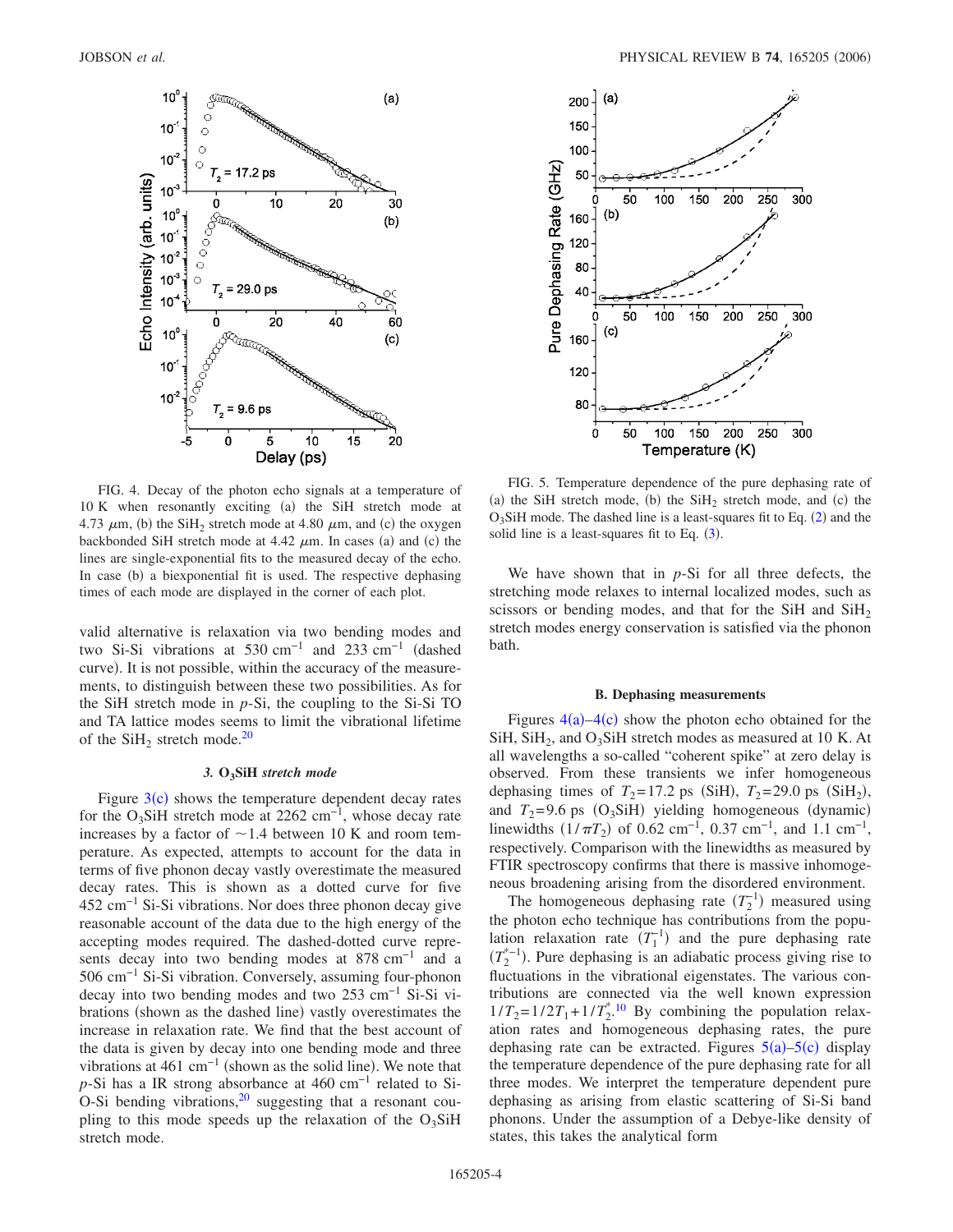FIG. 4. Decay of the photon echo signals at a temperature of 10 K when resonantly exciting (a) the SiH stretch mode at 4.73 $\mu$m, (b) the $SiH_2$ stretch mode at 4.80 $\mu$m, and (c) the oxygen backbonded SiH stretch mode at 4.42 $\mu$m. In cases (a) and (c) the lines are single-exponential fits to the measured decay of the echo. In case (b) a biexponential fit is used. The respective dephasing times of each mode are displayed in the corner of each plot.

valid alternative is relaxation via two bending modes and two Si-Si vibrations at 530 $cm^{-1}$ and 233 $cm^{-1}$ (dashed curve). It is not possible, within the accuracy of the measurements, to distinguish between these two possibilities. As for the SiH stretch mode in *p*-Si, the coupling to the Si-Si TO and TA lattice modes seems to limit the vibrational lifetime of the $SiH_2$ stretch mode.[20]

#### 3. $O_3SiH$ *stretch mode*

Figure 3(c) shows the temperature dependent decay rates for the $O_3SiH$ stretch mode at 2262 $cm^{-1}$, whose decay rate increases by a factor of ~1.4 between 10 K and room temperature. As expected, attempts to account for the data in terms of five phonon decay vastly overestimate the measured decay rates. This is shown as a dotted curve for five 452 $cm^{-1}$ Si-Si vibrations. Nor does three phonon decay give reasonable account of the data due to the high energy of the accepting modes required. The dashed-dotted curve represents decay into two bending modes at 878 $cm^{-1}$ and a 506 $cm^{-1}$ Si-Si vibration. Conversely, assuming four-phonon decay into two bending modes and two 253 $cm^{-1}$ Si-Si vibrations (shown as the dashed line) vastly overestimates the increase in relaxation rate. We find that the best account of the data is given by decay into one bending mode and three vibrations at 461 $cm^{-1}$ (shown as the solid line). We note that *p*-Si has a IR strong absorbance at 460 $cm^{-1}$ related to Si-O-Si bending vibrations,[20] suggesting that a resonant coupling to this mode speeds up the relaxation of the $O_3SiH$ stretch mode.

FIG. 5. Temperature dependence of the pure dephasing rate of (a) the SiH stretch mode, (b) the $SiH_2$ stretch mode, and (c) the $O_3SiH$ mode. The dashed line is a least-squares fit to Eq. (2) and the solid line is a least-squares fit to Eq. (3).

We have shown that in *p*-Si for all three defects, the stretching mode relaxes to internal localized modes, such as scissors or bending modes, and that for the SiH and $SiH_2$ stretch modes energy conservation is satisfied via the phonon bath.

### B. Dephasing measurements

Figures 4(a)–4(c) show the photon echo obtained for the SiH, $SiH_2$, and $O_3SiH$ stretch modes as measured at 10 K. At all wavelengths a so-called "coherent spike" at zero delay is observed. From these transients we infer homogeneous dephasing times of $T_2$=17.2 ps (SiH), $T_2$=29.0 ps ($SiH_2$), and $T_2$=9.6 ps ($O_3SiH$) yielding homogeneous (dynamic) linewidths ($1/\pi T_2$) of 0.62 $cm^{-1}$, 0.37 $cm^{-1}$, and 1.1 $cm^{-1}$, respectively. Comparison with the linewidths as measured by FTIR spectroscopy confirms that there is massive inhomogeneous broadening arising from the disordered environment.

The homogeneous dephasing rate ($T_2^{-1}$) measured using the photon echo technique has contributions from the population relaxation rate ($T_1^{-1}$) and the pure dephasing rate ($T_2^{*-1}$). Pure dephasing is an adiabatic process giving rise to fluctuations in the vibrational eigenstates. The various contributions are connected via the well known expression $1/T_2=1/2T_1+1/T_2^*$.[10] By combining the population relaxation rates and homogeneous dephasing rates, the pure dephasing rate can be extracted. Figures 5(a)–5(c) display the temperature dependence of the pure dephasing rate for all three modes. We interpret the temperature dependent pure dephasing as arising from elastic scattering of Si-Si band phonons. Under the assumption of a Debye-like density of states, this takes the analytical form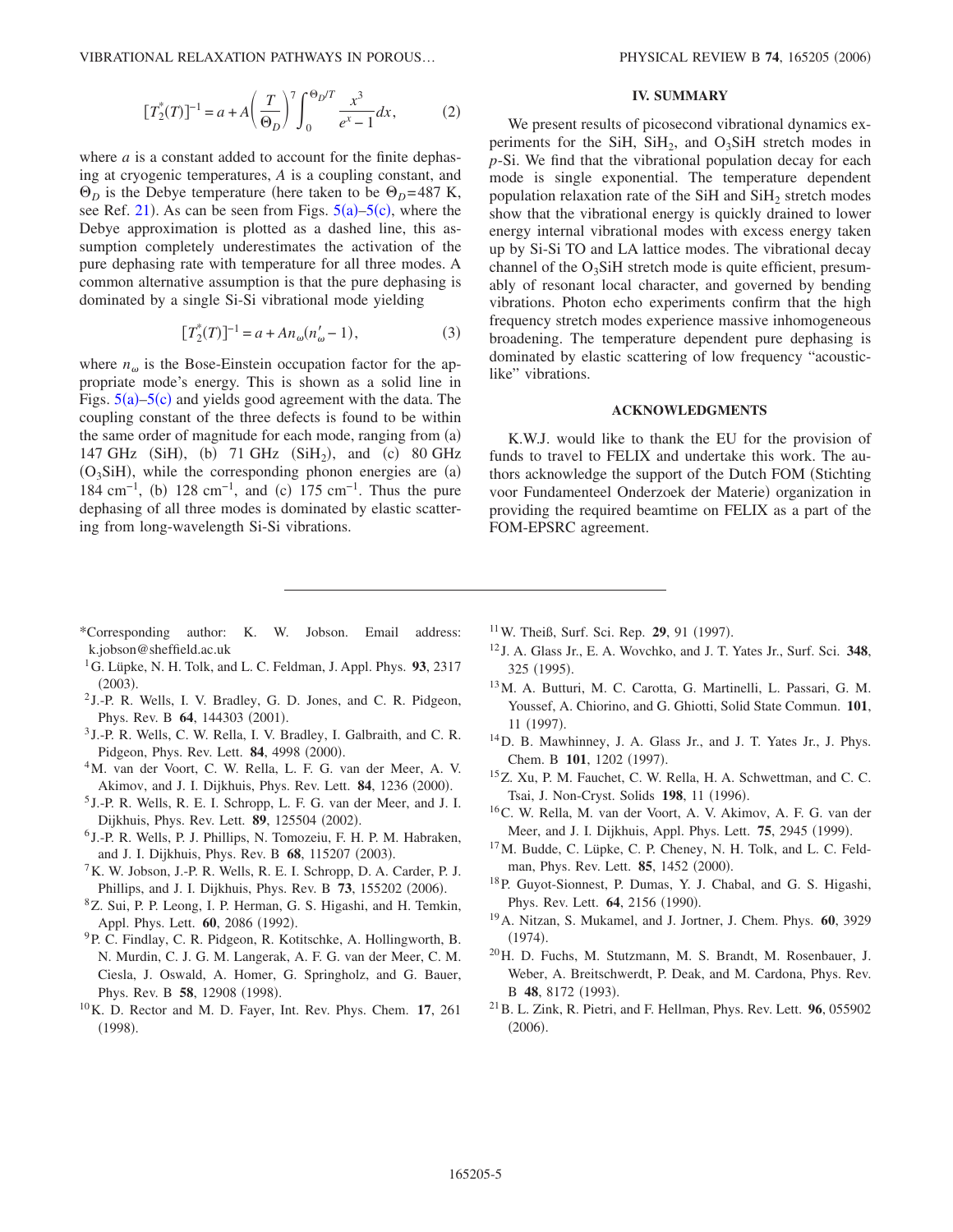$$[T_2^*(T)]^{-1} = a + A\left(\frac{T}{\Theta_D}\right)^7 \int_0^{\Theta_D/T} \frac{x^3}{e^x - 1} dx, \tag{2}$$

where $a$ is a constant added to account for the finite dephasing at cryogenic temperatures, $A$ is a coupling constant, and $\Theta_D$ is the Debye temperature (here taken to be $\Theta_D$=487 K, see Ref. 21). As can be seen from Figs. 5(a)–5(c), where the Debye approximation is plotted as a dashed line, this assumption completely underestimates the activation of the pure dephasing rate with temperature for all three modes. A common alternative assumption is that the pure dephasing is dominated by a single Si-Si vibrational mode yielding

$$[T_2^*(T)]^{-1} = a + An_\omega(n'_\omega - 1), \tag{3}$$

where $n_\omega$ is the Bose-Einstein occupation factor for the appropriate mode's energy. This is shown as a solid line in Figs. 5(a)–5(c) and yields good agreement with the data. The coupling constant of the three defects is found to be within the same order of magnitude for each mode, ranging from (a) 147 GHz (SiH), (b) 71 GHz ($SiH_2$), and (c) 80 GHz ($O_3SiH$), while the corresponding phonon energies are (a) 184 $cm^{-1}$, (b) 128 $cm^{-1}$, and (c) 175 $cm^{-1}$. Thus the pure dephasing of all three modes is dominated by elastic scattering from long-wavelength Si-Si vibrations.

## IV. SUMMARY

We present results of picosecond vibrational dynamics experiments for the SiH, $SiH_2$, and $O_3SiH$ stretch modes in $p$-Si. We find that the vibrational population decay for each mode is single exponential. The temperature dependent population relaxation rate of the SiH and $SiH_2$ stretch modes show that the vibrational energy is quickly drained to lower energy internal vibrational modes with excess energy taken up by Si-Si TO and LA lattice modes. The vibrational decay channel of the $O_3SiH$ stretch mode is quite efficient, presumably of resonant local character, and governed by bending vibrations. Photon echo experiments confirm that the high frequency stretch modes experience massive inhomogeneous broadening. The temperature dependent pure dephasing is dominated by elastic scattering of low frequency "acoustic-like" vibrations.

## ACKNOWLEDGMENTS

K.W.J. would like to thank the EU for the provision of funds to travel to FELIX and undertake this work. The authors acknowledge the support of the Dutch FOM (Stichting voor Fundamenteel Onderzoek der Materie) organization in providing the required beamtime on FELIX as a part of the FOM-EPSRC agreement.

---

*Corresponding author: K. W. Jobson. Email address: k.jobson@sheffield.ac.uk

[1] G. Lüpke, N. H. Tolk, and L. C. Feldman, J. Appl. Phys. **93**, 2317 (2003).

[2] J.-P. R. Wells, I. V. Bradley, G. D. Jones, and C. R. Pidgeon, Phys. Rev. B **64**, 144303 (2001).

[3] J.-P. R. Wells, C. W. Rella, I. V. Bradley, I. Galbraith, and C. R. Pidgeon, Phys. Rev. Lett. **84**, 4998 (2000).

[4] M. van der Voort, C. W. Rella, L. F. G. van der Meer, A. V. Akimov, and J. I. Dijkhuis, Phys. Rev. Lett. **84**, 1236 (2000).

[5] J.-P. R. Wells, R. E. I. Schropp, L. F. G. van der Meer, and J. I. Dijkhuis, Phys. Rev. Lett. **89**, 125504 (2002).

[6] J.-P. R. Wells, P. J. Phillips, N. Tomozeiu, F. H. P. M. Habraken, and J. I. Dijkhuis, Phys. Rev. B **68**, 115207 (2003).

[7] K. W. Jobson, J.-P. R. Wells, R. E. I. Schropp, D. A. Carder, P. J. Phillips, and J. I. Dijkhuis, Phys. Rev. B **73**, 155202 (2006).

[8] Z. Sui, P. P. Leong, I. P. Herman, G. S. Higashi, and H. Temkin, Appl. Phys. Lett. **60**, 2086 (1992).

[9] P. C. Findlay, C. R. Pidgeon, R. Kotitschke, A. Hollingworth, B. N. Murdin, C. J. G. M. Langerak, A. F. G. van der Meer, C. M. Ciesla, J. Oswald, A. Homer, G. Springholz, and G. Bauer, Phys. Rev. B **58**, 12908 (1998).

[10] K. D. Rector and M. D. Fayer, Int. Rev. Phys. Chem. **17**, 261 (1998).

[11] W. Theiß, Surf. Sci. Rep. **29**, 91 (1997).

[12] J. A. Glass Jr., E. A. Wovchko, and J. T. Yates Jr., Surf. Sci. **348**, 325 (1995).

[13] M. A. Butturi, M. C. Carotta, G. Martinelli, L. Passari, G. M. Youssef, A. Chiorino, and G. Ghiotti, Solid State Commun. **101**, 11 (1997).

[14] D. B. Mawhinney, J. A. Glass Jr., and J. T. Yates Jr., J. Phys. Chem. B **101**, 1202 (1997).

[15] Z. Xu, P. M. Fauchet, C. W. Rella, H. A. Schwettman, and C. C. Tsai, J. Non-Cryst. Solids **198**, 11 (1996).

[16] C. W. Rella, M. van der Voort, A. V. Akimov, A. F. G. van der Meer, and J. I. Dijkhuis, Appl. Phys. Lett. **75**, 2945 (1999).

[17] M. Budde, C. Lüpke, C. P. Cheney, N. H. Tolk, and L. C. Feldman, Phys. Rev. Lett. **85**, 1452 (2000).

[18] P. Guyot-Sionnest, P. Dumas, Y. J. Chabal, and G. S. Higashi, Phys. Rev. Lett. **64**, 2156 (1990).

[19] A. Nitzan, S. Mukamel, and J. Jortner, J. Chem. Phys. **60**, 3929 (1974).

[20] H. D. Fuchs, M. Stutzmann, M. S. Brandt, M. Rosenbauer, J. Weber, A. Breitschwerdt, P. Deak, and M. Cardona, Phys. Rev. B **48**, 8172 (1993).

[21] B. L. Zink, R. Pietri, and F. Hellman, Phys. Rev. Lett. **96**, 055902 (2006).